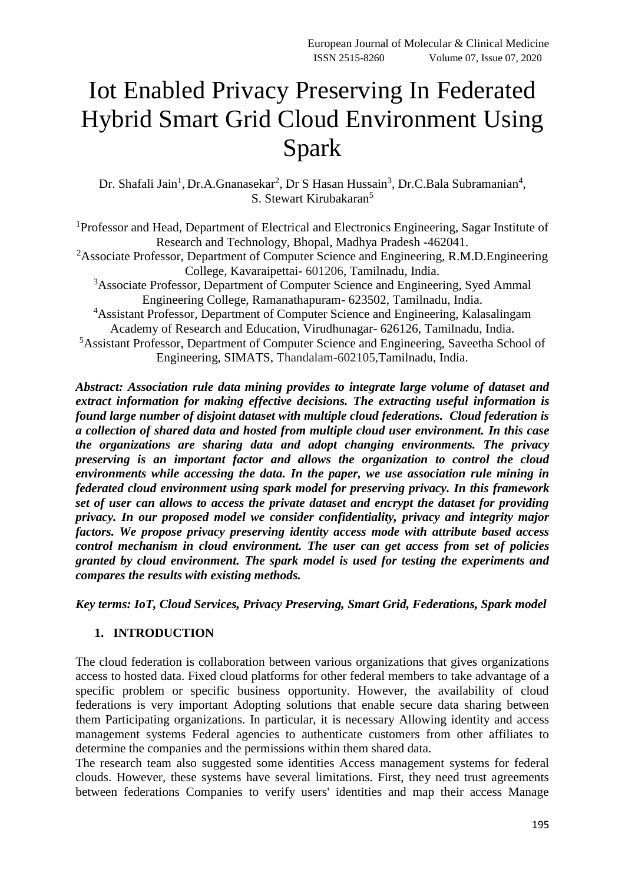# Iot Enabled Privacy Preserving In Federated Hybrid Smart Grid Cloud Environment Using Spark

Dr. Shafali Jain[1], Dr.A.Gnanasekar[2], Dr S Hasan Hussain[3], Dr.C.Bala Subramanian[4], S. Stewart Kirubakaran[5]

[1]Professor and Head, Department of Electrical and Electronics Engineering, Sagar Institute of Research and Technology, Bhopal, Madhya Pradesh -462041.

[2]Associate Professor, Department of Computer Science and Engineering, R.M.D.Engineering College, Kavaraipettai- 601206, Tamilnadu, India.

[3]Associate Professor, Department of Computer Science and Engineering, Syed Ammal Engineering College, Ramanathapuram- 623502, Tamilnadu, India.

[4]Assistant Professor, Department of Computer Science and Engineering, Kalasalingam Academy of Research and Education, Virudhunagar- 626126, Tamilnadu, India.

[5]Assistant Professor, Department of Computer Science and Engineering, Saveetha School of Engineering, SIMATS, Thandalam-602105,Tamilnadu, India.

***Abstract: Association rule data mining provides to integrate large volume of dataset and extract information for making effective decisions. The extracting useful information is found large number of disjoint dataset with multiple cloud federations. Cloud federation is a collection of shared data and hosted from multiple cloud user environment. In this case the organizations are sharing data and adopt changing environments. The privacy preserving is an important factor and allows the organization to control the cloud environments while accessing the data. In the paper, we use association rule mining in federated cloud environment using spark model for preserving privacy. In this framework set of user can allows to access the private dataset and encrypt the dataset for providing privacy. In our proposed model we consider confidentiality, privacy and integrity major factors. We propose privacy preserving identity access mode with attribute based access control mechanism in cloud environment. The user can get access from set of policies granted by cloud environment. The spark model is used for testing the experiments and compares the results with existing methods.***

***Key terms: IoT, Cloud Services, Privacy Preserving, Smart Grid, Federations, Spark model***

## 1. INTRODUCTION

The cloud federation is collaboration between various organizations that gives organizations access to hosted data. Fixed cloud platforms for other federal members to take advantage of a specific problem or specific business opportunity. However, the availability of cloud federations is very important Adopting solutions that enable secure data sharing between them Participating organizations. In particular, it is necessary Allowing identity and access management systems Federal agencies to authenticate customers from other affiliates to determine the companies and the permissions within them shared data.

The research team also suggested some identities Access management systems for federal clouds. However, these systems have several limitations. First, they need trust agreements between federations Companies to verify users' identities and map their access Manage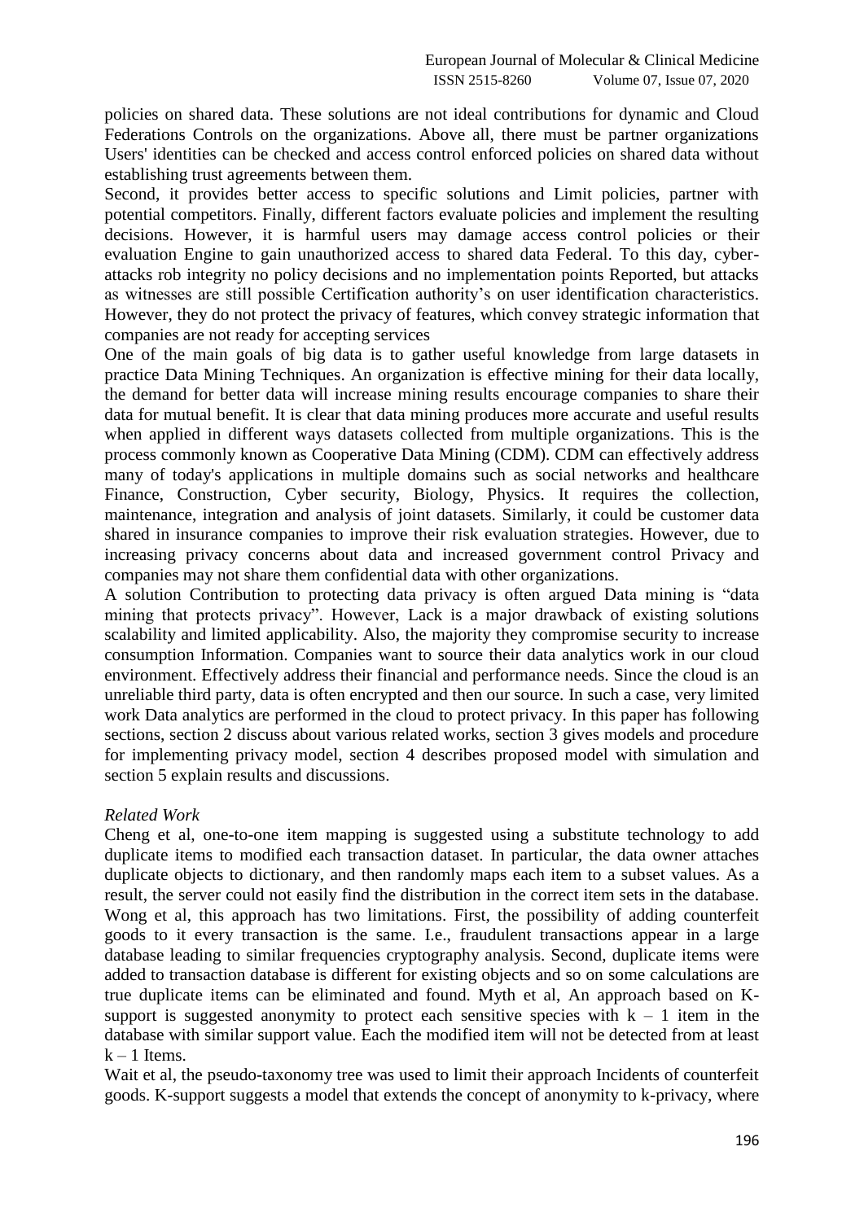policies on shared data. These solutions are not ideal contributions for dynamic and Cloud Federations Controls on the organizations. Above all, there must be partner organizations Users' identities can be checked and access control enforced policies on shared data without establishing trust agreements between them.

Second, it provides better access to specific solutions and Limit policies, partner with potential competitors. Finally, different factors evaluate policies and implement the resulting decisions. However, it is harmful users may damage access control policies or their evaluation Engine to gain unauthorized access to shared data Federal. To this day, cyber-attacks rob integrity no policy decisions and no implementation points Reported, but attacks as witnesses are still possible Certification authority's on user identification characteristics. However, they do not protect the privacy of features, which convey strategic information that companies are not ready for accepting services

One of the main goals of big data is to gather useful knowledge from large datasets in practice Data Mining Techniques. An organization is effective mining for their data locally, the demand for better data will increase mining results encourage companies to share their data for mutual benefit. It is clear that data mining produces more accurate and useful results when applied in different ways datasets collected from multiple organizations. This is the process commonly known as Cooperative Data Mining (CDM). CDM can effectively address many of today's applications in multiple domains such as social networks and healthcare Finance, Construction, Cyber security, Biology, Physics. It requires the collection, maintenance, integration and analysis of joint datasets. Similarly, it could be customer data shared in insurance companies to improve their risk evaluation strategies. However, due to increasing privacy concerns about data and increased government control Privacy and companies may not share them confidential data with other organizations.

A solution Contribution to protecting data privacy is often argued Data mining is "data mining that protects privacy". However, Lack is a major drawback of existing solutions scalability and limited applicability. Also, the majority they compromise security to increase consumption Information. Companies want to source their data analytics work in our cloud environment. Effectively address their financial and performance needs. Since the cloud is an unreliable third party, data is often encrypted and then our source. In such a case, very limited work Data analytics are performed in the cloud to protect privacy. In this paper has following sections, section 2 discuss about various related works, section 3 gives models and procedure for implementing privacy model, section 4 describes proposed model with simulation and section 5 explain results and discussions.

*Related Work*

Cheng et al, one-to-one item mapping is suggested using a substitute technology to add duplicate items to modified each transaction dataset. In particular, the data owner attaches duplicate objects to dictionary, and then randomly maps each item to a subset values. As a result, the server could not easily find the distribution in the correct item sets in the database. Wong et al, this approach has two limitations. First, the possibility of adding counterfeit goods to it every transaction is the same. I.e., fraudulent transactions appear in a large database leading to similar frequencies cryptography analysis. Second, duplicate items were added to transaction database is different for existing objects and so on some calculations are true duplicate items can be eliminated and found. Myth et al, An approach based on K-support is suggested anonymity to protect each sensitive species with $k - 1$ item in the database with similar support value. Each the modified item will not be detected from at least $k - 1$ Items.

Wait et al, the pseudo-taxonomy tree was used to limit their approach Incidents of counterfeit goods. K-support suggests a model that extends the concept of anonymity to k-privacy, where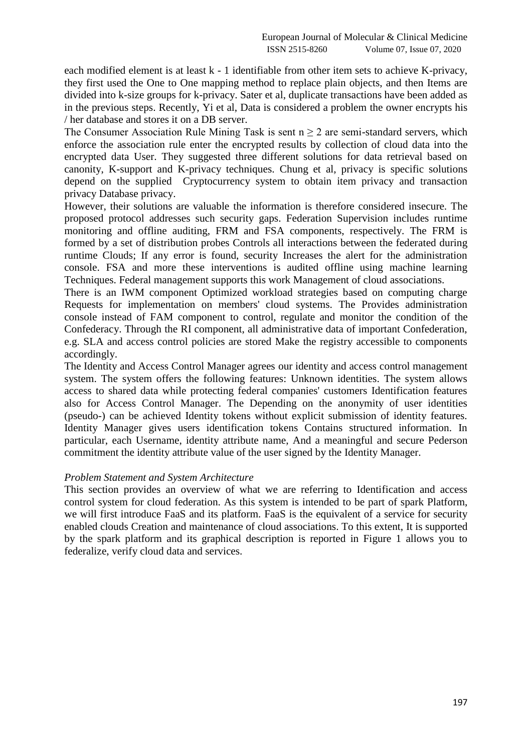each modified element is at least k - 1 identifiable from other item sets to achieve K-privacy, they first used the One to One mapping method to replace plain objects, and then Items are divided into k-size groups for k-privacy. Sater et al, duplicate transactions have been added as in the previous steps. Recently, Yi et al, Data is considered a problem the owner encrypts his / her database and stores it on a DB server.

The Consumer Association Rule Mining Task is sent $n \geq 2$ are semi-standard servers, which enforce the association rule enter the encrypted results by collection of cloud data into the encrypted data User. They suggested three different solutions for data retrieval based on canonity, K-support and K-privacy techniques. Chung et al, privacy is specific solutions depend on the supplied Cryptocurrency system to obtain item privacy and transaction privacy Database privacy.

However, their solutions are valuable the information is therefore considered insecure. The proposed protocol addresses such security gaps. Federation Supervision includes runtime monitoring and offline auditing, FRM and FSA components, respectively. The FRM is formed by a set of distribution probes Controls all interactions between the federated during runtime Clouds; If any error is found, security Increases the alert for the administration console. FSA and more these interventions is audited offline using machine learning Techniques. Federal management supports this work Management of cloud associations.

There is an IWM component Optimized workload strategies based on computing charge Requests for implementation on members' cloud systems. The Provides administration console instead of FAM component to control, regulate and monitor the condition of the Confederacy. Through the RI component, all administrative data of important Confederation, e.g. SLA and access control policies are stored Make the registry accessible to components accordingly.

The Identity and Access Control Manager agrees our identity and access control management system. The system offers the following features: Unknown identities. The system allows access to shared data while protecting federal companies' customers Identification features also for Access Control Manager. The Depending on the anonymity of user identities (pseudo-) can be achieved Identity tokens without explicit submission of identity features. Identity Manager gives users identification tokens Contains structured information. In particular, each Username, identity attribute name, And a meaningful and secure Pederson commitment the identity attribute value of the user signed by the Identity Manager.

*Problem Statement and System Architecture*

This section provides an overview of what we are referring to Identification and access control system for cloud federation. As this system is intended to be part of spark Platform, we will first introduce FaaS and its platform. FaaS is the equivalent of a service for security enabled clouds Creation and maintenance of cloud associations. To this extent, It is supported by the spark platform and its graphical description is reported in Figure 1 allows you to federalize, verify cloud data and services.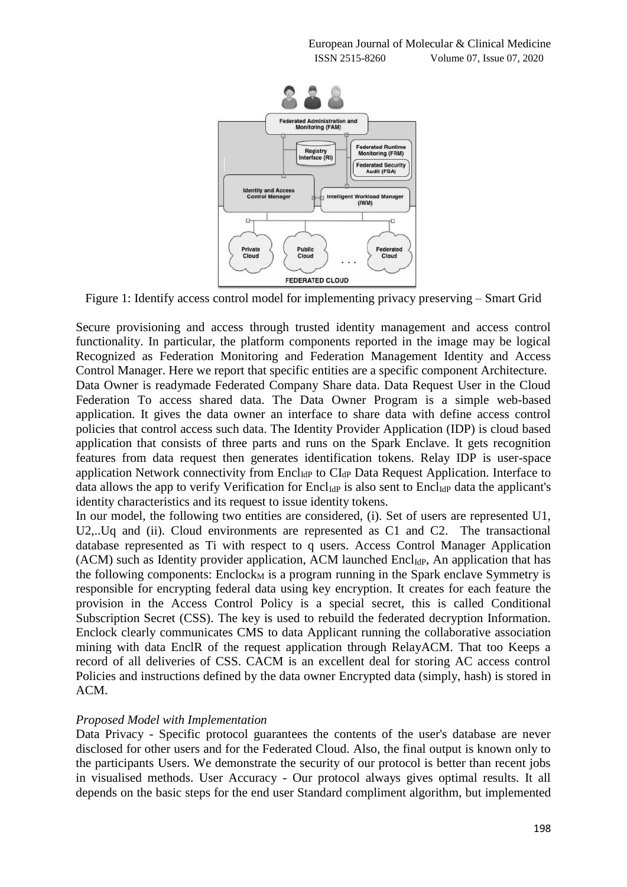Figure 1: Identify access control model for implementing privacy preserving – Smart Grid

Secure provisioning and access through trusted identity management and access control functionality. In particular, the platform components reported in the image may be logical Recognized as Federation Monitoring and Federation Management Identity and Access Control Manager. Here we report that specific entities are a specific component Architecture. Data Owner is readymade Federated Company Share data. Data Request User in the Cloud Federation To access shared data. The Data Owner Program is a simple web-based application. It gives the data owner an interface to share data with define access control policies that control access such data. The Identity Provider Application (IDP) is cloud based application that consists of three parts and runs on the Spark Enclave. It gets recognition features from data request then generates identification tokens. Relay IDP is user-space application Network connectivity from $Encl_{IdP}$ to $CI_{dP}$ Data Request Application. Interface to data allows the app to verify Verification for $Encl_{IdP}$ is also sent to $Encl_{IdP}$ data the applicant's identity characteristics and its request to issue identity tokens.

In our model, the following two entities are considered, (i). Set of users are represented U1, U2,..Uq and (ii). Cloud environments are represented as C1 and C2. The transactional database represented as Ti with respect to q users. Access Control Manager Application (ACM) such as Identity provider application, ACM launched $Encl_{IdP}$, An application that has the following components: $Enclock_M$ is a program running in the Spark enclave Symmetry is responsible for encrypting federal data using key encryption. It creates for each feature the provision in the Access Control Policy is a special secret, this is called Conditional Subscription Secret (CSS). The key is used to rebuild the federated decryption Information. Enclock clearly communicates CMS to data Applicant running the collaborative association mining with data EnclR of the request application through RelayACM. That too Keeps a record of all deliveries of CSS. CACM is an excellent deal for storing AC access control Policies and instructions defined by the data owner Encrypted data (simply, hash) is stored in ACM.

*Proposed Model with Implementation*

Data Privacy - Specific protocol guarantees the contents of the user's database are never disclosed for other users and for the Federated Cloud. Also, the final output is known only to the participants Users. We demonstrate the security of our protocol is better than recent jobs in visualised methods. User Accuracy - Our protocol always gives optimal results. It all depends on the basic steps for the end user Standard compliment algorithm, but implemented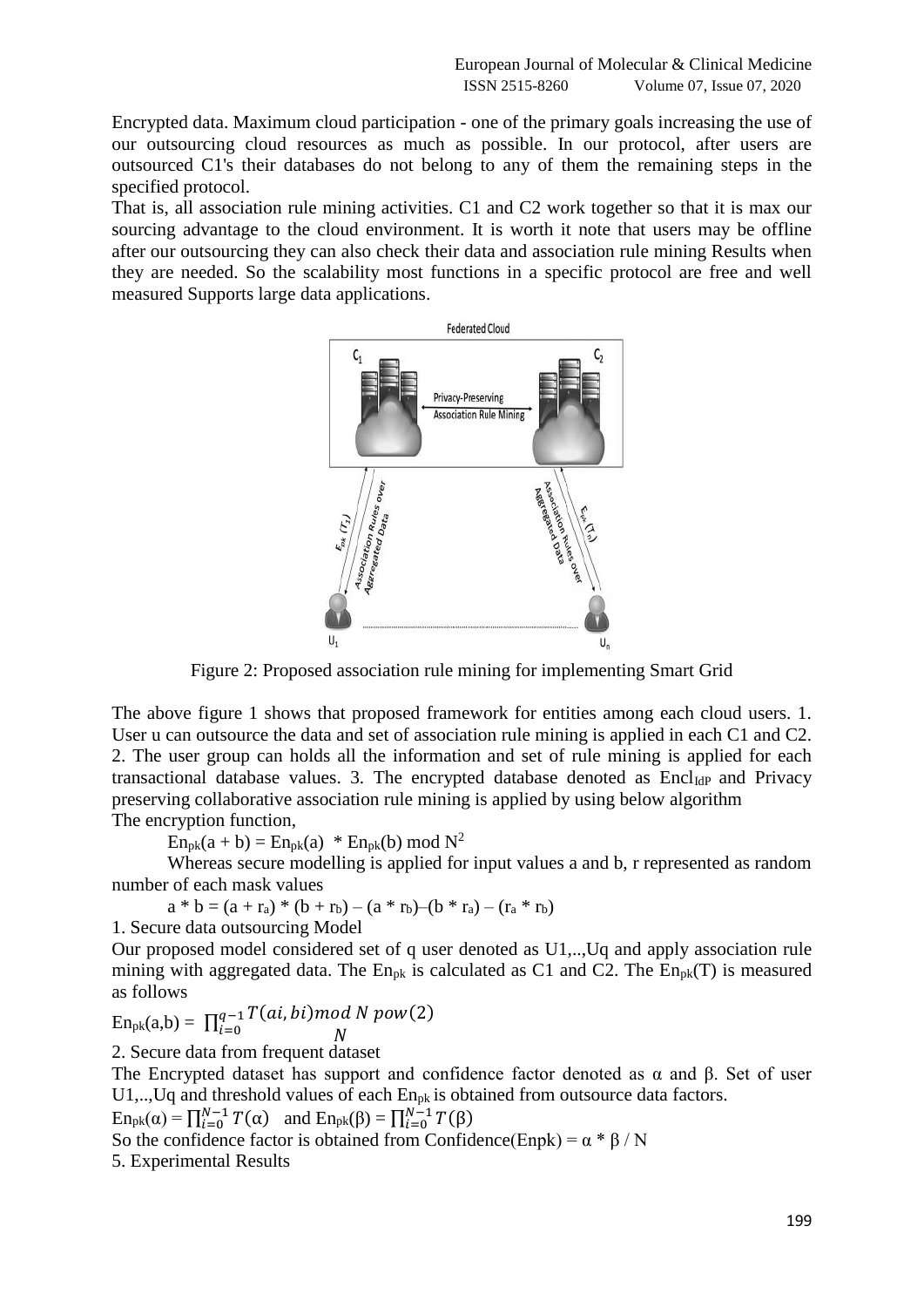Encrypted data. Maximum cloud participation - one of the primary goals increasing the use of our outsourcing cloud resources as much as possible. In our protocol, after users are outsourced C1's their databases do not belong to any of them the remaining steps in the specified protocol.

That is, all association rule mining activities. C1 and C2 work together so that it is max our sourcing advantage to the cloud environment. It is worth it note that users may be offline after our outsourcing they can also check their data and association rule mining Results when they are needed. So the scalability most functions in a specific protocol are free and well measured Supports large data applications.

Figure 2: Proposed association rule mining for implementing Smart Grid

The above figure 1 shows that proposed framework for entities among each cloud users. 1. User u can outsource the data and set of association rule mining is applied in each C1 and C2. 2. The user group can holds all the information and set of rule mining is applied for each transactional database values. 3. The encrypted database denoted as $Encl_{IdP}$ and Privacy preserving collaborative association rule mining is applied by using below algorithm

The encryption function,

$$En_{pk}(a + b) = En_{pk}(a) * En_{pk}(b) \bmod N^2$$

Whereas secure modelling is applied for input values a and b, r represented as random number of each mask values

$$a * b = (a + r_a) * (b + r_b) - (a * r_b) - (b * r_a) - (r_a * r_b)$$

1. Secure data outsourcing Model

Our proposed model considered set of q user denoted as U1,..,Uq and apply association rule mining with aggregated data. The $En_{pk}$ is calculated as C1 and C2. The $En_{pk}(T)$ is measured as follows

$$En_{pk}(a,b) = \prod_{i=0}^{q-1} T(ai, bi) \bmod N\, pow(2)$$
$$N$$

2. Secure data from frequent dataset

The Encrypted dataset has support and confidence factor denoted as α and β. Set of user U1,..,Uq and threshold values of each $En_{pk}$ is obtained from outsource data factors.

$En_{pk}(\alpha) = \prod_{i=0}^{N-1} T(\alpha)$ and $En_{pk}(\beta) = \prod_{i=0}^{N-1} T(\beta)$

So the confidence factor is obtained from Confidence(Enpk) = $\alpha * \beta / N$

5. Experimental Results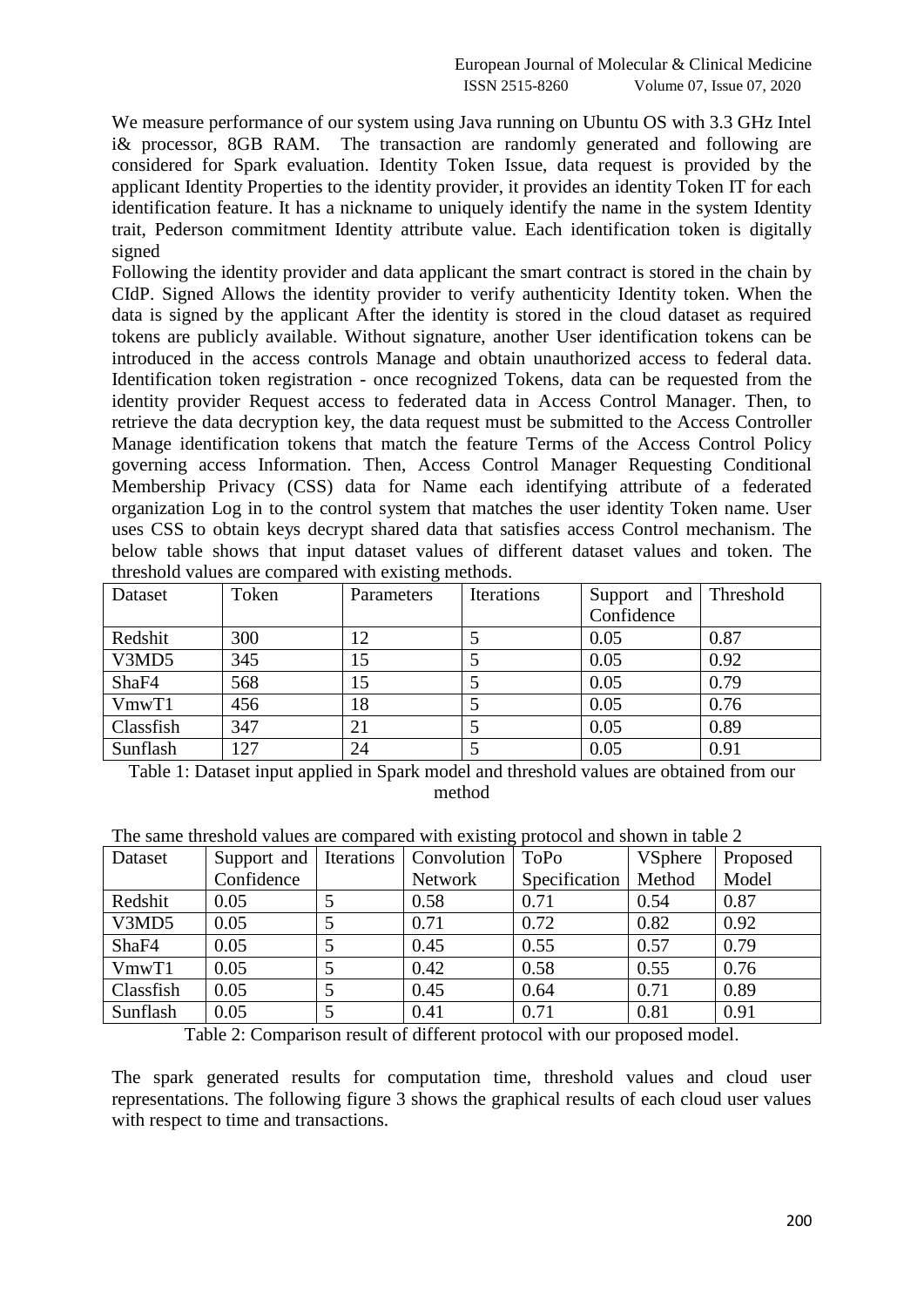We measure performance of our system using Java running on Ubuntu OS with 3.3 GHz Intel i& processor, 8GB RAM. The transaction are randomly generated and following are considered for Spark evaluation. Identity Token Issue, data request is provided by the applicant Identity Properties to the identity provider, it provides an identity Token IT for each identification feature. It has a nickname to uniquely identify the name in the system Identity trait, Pederson commitment Identity attribute value. Each identification token is digitally signed

Following the identity provider and data applicant the smart contract is stored in the chain by CIdP. Signed Allows the identity provider to verify authenticity Identity token. When the data is signed by the applicant After the identity is stored in the cloud dataset as required tokens are publicly available. Without signature, another User identification tokens can be introduced in the access controls Manage and obtain unauthorized access to federal data. Identification token registration - once recognized Tokens, data can be requested from the identity provider Request access to federated data in Access Control Manager. Then, to retrieve the data decryption key, the data request must be submitted to the Access Controller Manage identification tokens that match the feature Terms of the Access Control Policy governing access Information. Then, Access Control Manager Requesting Conditional Membership Privacy (CSS) data for Name each identifying attribute of a federated organization Log in to the control system that matches the user identity Token name. User uses CSS to obtain keys decrypt shared data that satisfies access Control mechanism. The below table shows that input dataset values of different dataset values and token. The threshold values are compared with existing methods.

| Dataset | Token | Parameters | Iterations | Support and Confidence | Threshold |
|---|---|---|---|---|---|
| Redshit | 300 | 12 | 5 | 0.05 | 0.87 |
| V3MD5 | 345 | 15 | 5 | 0.05 | 0.92 |
| ShaF4 | 568 | 15 | 5 | 0.05 | 0.79 |
| VmwT1 | 456 | 18 | 5 | 0.05 | 0.76 |
| Classfish | 347 | 21 | 5 | 0.05 | 0.89 |
| Sunflash | 127 | 24 | 5 | 0.05 | 0.91 |

Table 1: Dataset input applied in Spark model and threshold values are obtained from our method

The same threshold values are compared with existing protocol and shown in table 2

| Dataset | Support and Confidence | Iterations | Convolution Network | ToPo Specification | VSphere Method | Proposed Model |
|---|---|---|---|---|---|---|
| Redshit | 0.05 | 5 | 0.58 | 0.71 | 0.54 | 0.87 |
| V3MD5 | 0.05 | 5 | 0.71 | 0.72 | 0.82 | 0.92 |
| ShaF4 | 0.05 | 5 | 0.45 | 0.55 | 0.57 | 0.79 |
| VmwT1 | 0.05 | 5 | 0.42 | 0.58 | 0.55 | 0.76 |
| Classfish | 0.05 | 5 | 0.45 | 0.64 | 0.71 | 0.89 |
| Sunflash | 0.05 | 5 | 0.41 | 0.71 | 0.81 | 0.91 |

Table 2: Comparison result of different protocol with our proposed model.

The spark generated results for computation time, threshold values and cloud user representations. The following figure 3 shows the graphical results of each cloud user values with respect to time and transactions.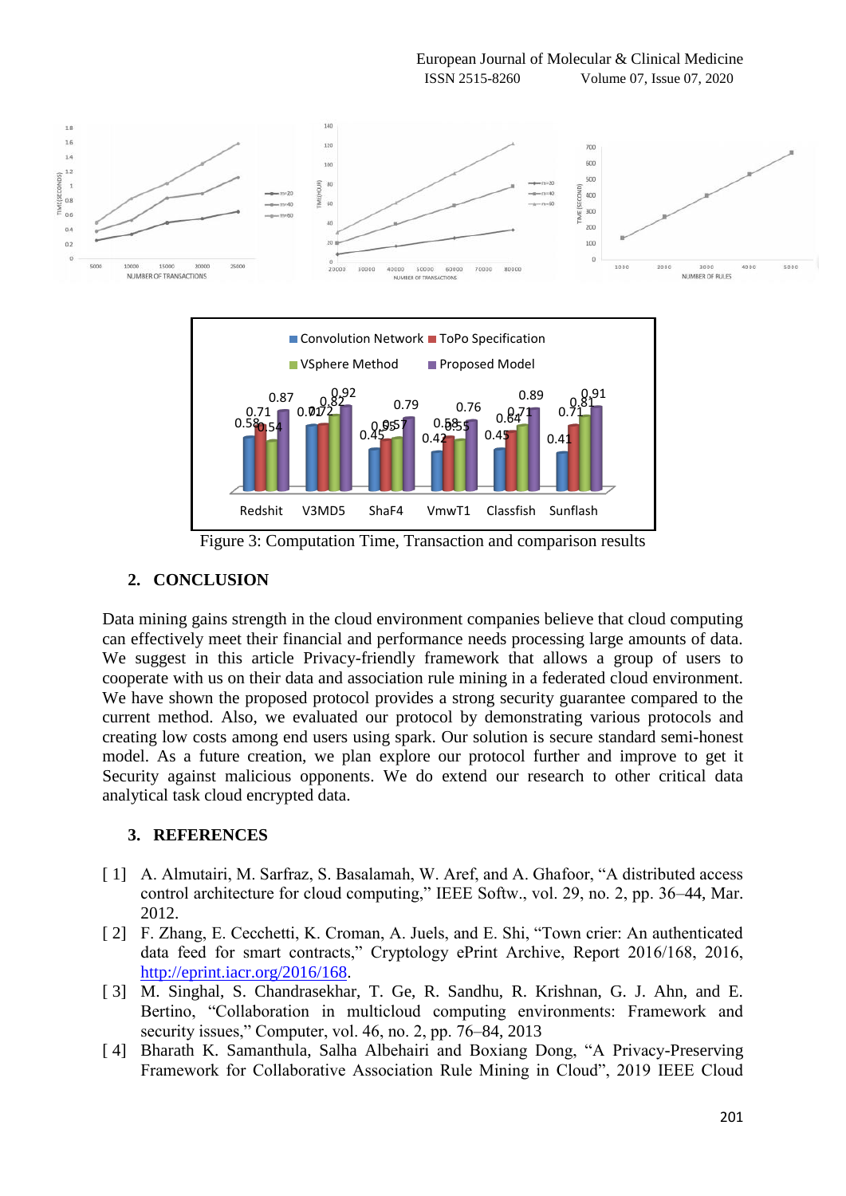Figure 3: Computation Time, Transaction and comparison results

## 2. CONCLUSION

Data mining gains strength in the cloud environment companies believe that cloud computing can effectively meet their financial and performance needs processing large amounts of data. We suggest in this article Privacy-friendly framework that allows a group of users to cooperate with us on their data and association rule mining in a federated cloud environment. We have shown the proposed protocol provides a strong security guarantee compared to the current method. Also, we evaluated our protocol by demonstrating various protocols and creating low costs among end users using spark. Our solution is secure standard semi-honest model. As a future creation, we plan explore our protocol further and improve to get it Security against malicious opponents. We do extend our research to other critical data analytical task cloud encrypted data.

## 3. REFERENCES

[ 1] A. Almutairi, M. Sarfraz, S. Basalamah, W. Aref, and A. Ghafoor, "A distributed access control architecture for cloud computing," IEEE Softw., vol. 29, no. 2, pp. 36–44, Mar. 2012.

[ 2] F. Zhang, E. Cecchetti, K. Croman, A. Juels, and E. Shi, "Town crier: An authenticated data feed for smart contracts," Cryptology ePrint Archive, Report 2016/168, 2016, http://eprint.iacr.org/2016/168.

[ 3] M. Singhal, S. Chandrasekhar, T. Ge, R. Sandhu, R. Krishnan, G. J. Ahn, and E. Bertino, "Collaboration in multicloud computing environments: Framework and security issues," Computer, vol. 46, no. 2, pp. 76–84, 2013

[ 4] Bharath K. Samanthula, Salha Albehairi and Boxiang Dong, "A Privacy-Preserving Framework for Collaborative Association Rule Mining in Cloud", 2019 IEEE Cloud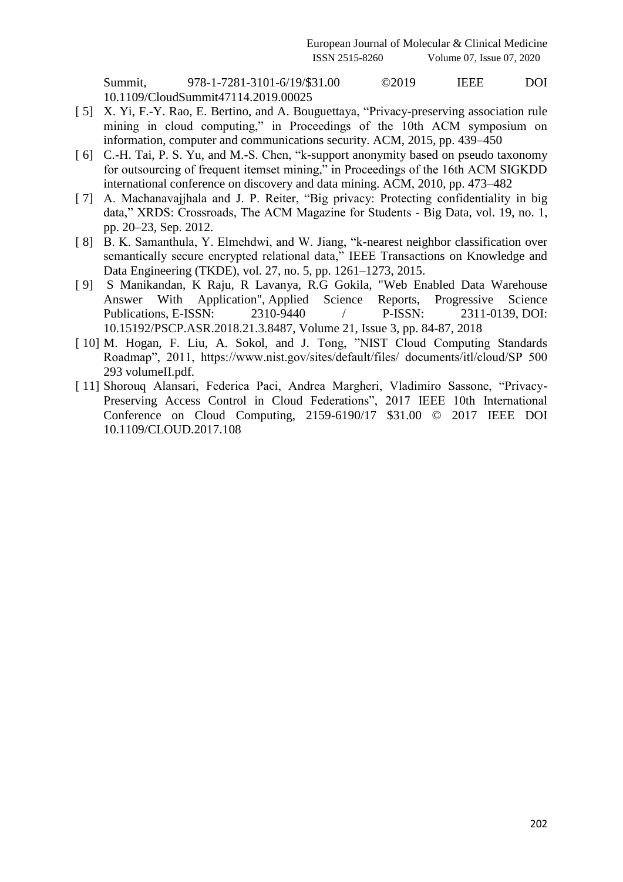Summit, 978-1-7281-3101-6/19/$31.00 ©2019 IEEE DOI 10.1109/CloudSummit47114.2019.00025

[ 5] X. Yi, F.-Y. Rao, E. Bertino, and A. Bouguettaya, “Privacy-preserving association rule mining in cloud computing,” in Proceedings of the 10th ACM symposium on information, computer and communications security. ACM, 2015, pp. 439–450

[ 6] C.-H. Tai, P. S. Yu, and M.-S. Chen, “k-support anonymity based on pseudo taxonomy for outsourcing of frequent itemset mining,” in Proceedings of the 16th ACM SIGKDD international conference on discovery and data mining. ACM, 2010, pp. 473–482

[ 7] A. Machanavajjhala and J. P. Reiter, “Big privacy: Protecting confidentiality in big data,” XRDS: Crossroads, The ACM Magazine for Students - Big Data, vol. 19, no. 1, pp. 20–23, Sep. 2012.

[ 8] B. K. Samanthula, Y. Elmehdwi, and W. Jiang, “k-nearest neighbor classification over semantically secure encrypted relational data,” IEEE Transactions on Knowledge and Data Engineering (TKDE), vol. 27, no. 5, pp. 1261–1273, 2015.

[ 9] S Manikandan, K Raju, R Lavanya, R.G Gokila, "Web Enabled Data Warehouse Answer With Application", Applied Science Reports, Progressive Science Publications, E-ISSN: 2310-9440 / P-ISSN: 2311-0139, DOI: 10.15192/PSCP.ASR.2018.21.3.8487, Volume 21, Issue 3, pp. 84-87, 2018

[ 10] M. Hogan, F. Liu, A. Sokol, and J. Tong, ”NIST Cloud Computing Standards Roadmap”, 2011, https://www.nist.gov/sites/default/files/ documents/itl/cloud/SP 500 293 volumeII.pdf.

[ 11] Shorouq Alansari, Federica Paci, Andrea Margheri, Vladimiro Sassone, “Privacy-Preserving Access Control in Cloud Federations”, 2017 IEEE 10th International Conference on Cloud Computing, 2159-6190/17 $31.00 © 2017 IEEE DOI 10.1109/CLOUD.2017.108